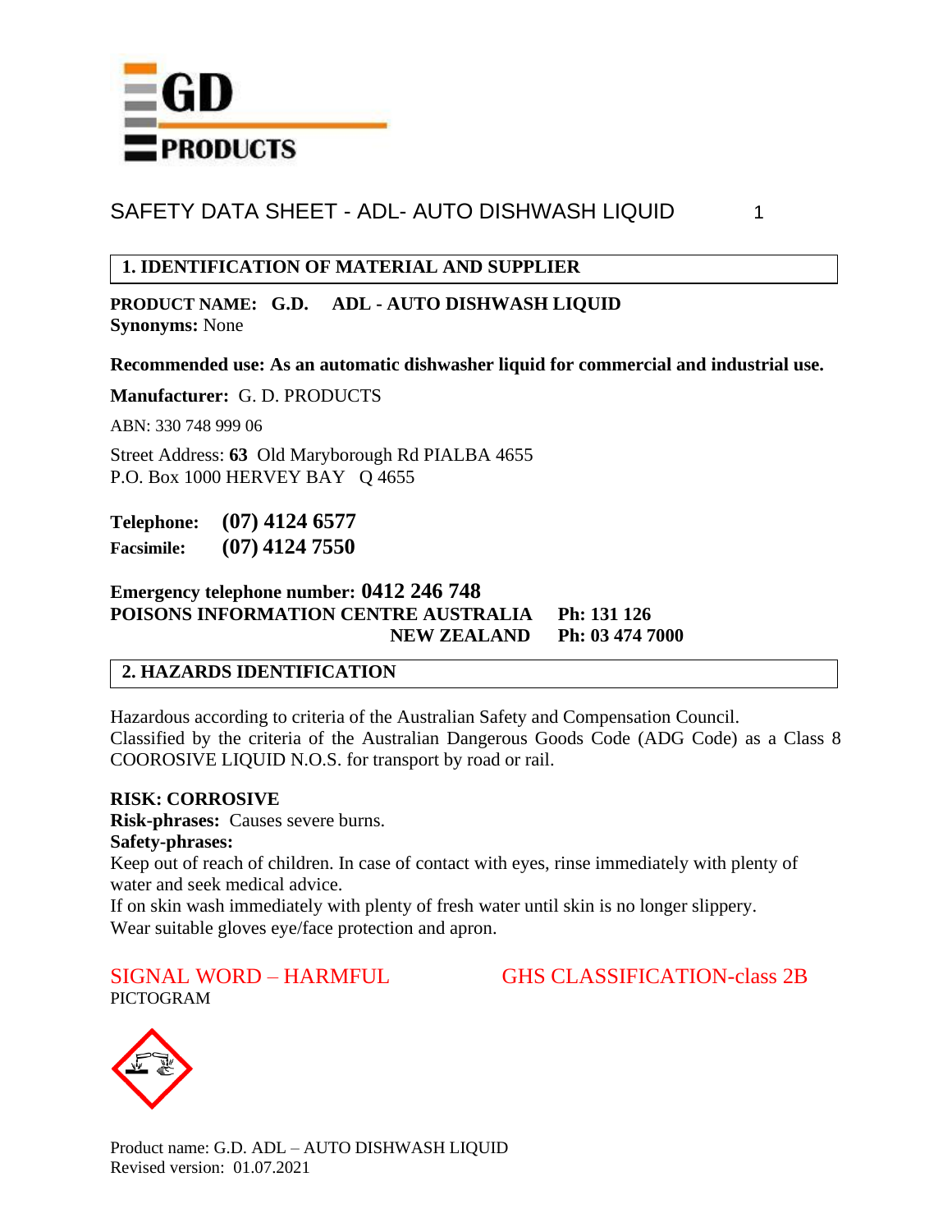GD PRODUCTS

# SAFETY DATA SHEET - ADL- AUTO DISHWASH LIQUID

## 1. IDENTIFICATION OF MATERIAL AND SUPPLIER

**PRODUCT NAME: G.D. ADL - AUTO DISHWASH LIQUID**
**Synonyms:** None

**Recommended use: As an automatic dishwasher liquid for commercial and industrial use.**

**Manufacturer:** G. D. PRODUCTS

ABN: 330 748 999 06

Street Address: **63** Old Maryborough Rd PIALBA 4655
P.O. Box 1000 HERVEY BAY Q 4655

**Telephone: (07) 4124 6577**
**Facsimile: (07) 4124 7550**

**Emergency telephone number: 0412 246 748**
**POISONS INFORMATION CENTRE AUSTRALIA Ph: 131 126**
**NEW ZEALAND Ph: 03 474 7000**

## 2. HAZARDS IDENTIFICATION

Hazardous according to criteria of the Australian Safety and Compensation Council.
Classified by the criteria of the Australian Dangerous Goods Code (ADG Code) as a Class 8 COOROSIVE LIQUID N.O.S. for transport by road or rail.

**RISK: CORROSIVE**
**Risk-phrases:** Causes severe burns.
**Safety-phrases:**
Keep out of reach of children. In case of contact with eyes, rinse immediately with plenty of water and seek medical advice.
If on skin wash immediately with plenty of fresh water until skin is no longer slippery.
Wear suitable gloves eye/face protection and apron.

SIGNAL WORD – HARMFUL GHS CLASSIFICATION-class 2B
PICTOGRAM

Product name: G.D. ADL – AUTO DISHWASH LIQUID
Revised version: 01.07.2021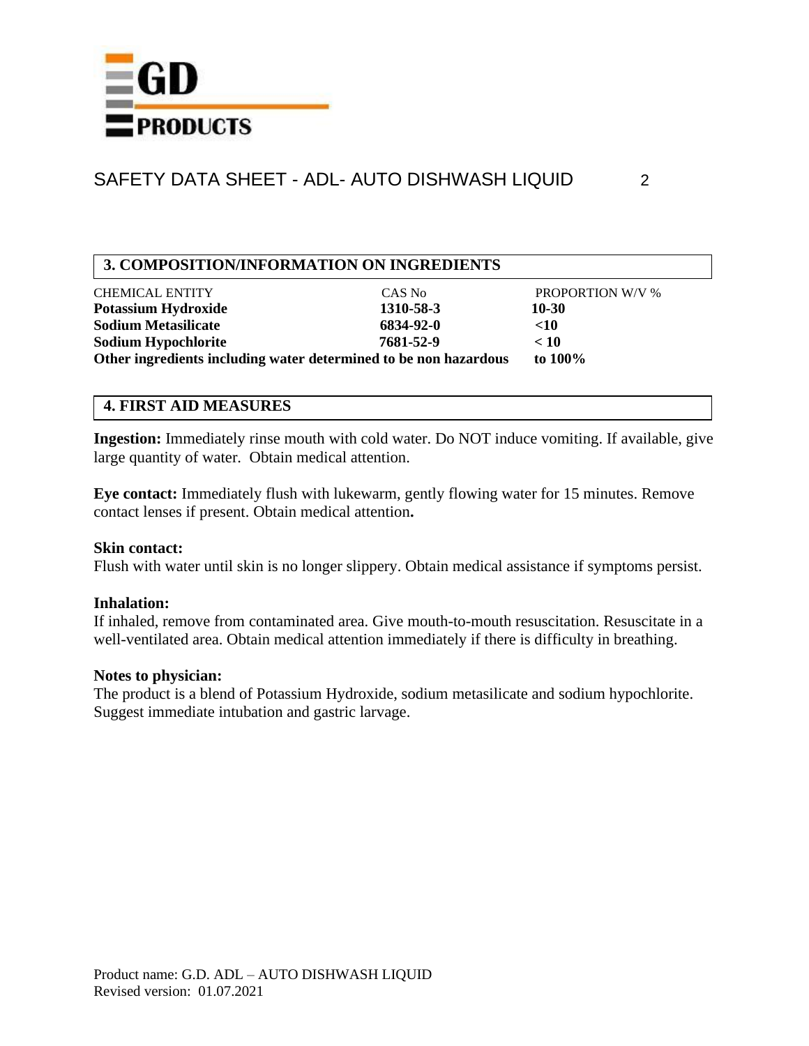## 3. COMPOSITION/INFORMATION ON INGREDIENTS

| CHEMICAL ENTITY | CAS No | PROPORTION W/V % |
|---|---|---|
| **Potassium Hydroxide** | **1310-58-3** | **10-30** |
| **Sodium Metasilicate** | **6834-92-0** | **<10** |
| **Sodium Hypochlorite** | **7681-52-9** | **< 10** |
| **Other ingredients including water determined to be non hazardous** | | **to 100%** |

## 4. FIRST AID MEASURES

**Ingestion:** Immediately rinse mouth with cold water. Do NOT induce vomiting. If available, give large quantity of water. Obtain medical attention.

**Eye contact:** Immediately flush with lukewarm, gently flowing water for 15 minutes. Remove contact lenses if present. Obtain medical attention**.**

**Skin contact:**
Flush with water until skin is no longer slippery. Obtain medical assistance if symptoms persist.

**Inhalation:**
If inhaled, remove from contaminated area. Give mouth-to-mouth resuscitation. Resuscitate in a well-ventilated area. Obtain medical attention immediately if there is difficulty in breathing.

**Notes to physician:**
The product is a blend of Potassium Hydroxide, sodium metasilicate and sodium hypochlorite. Suggest immediate intubation and gastric larvage.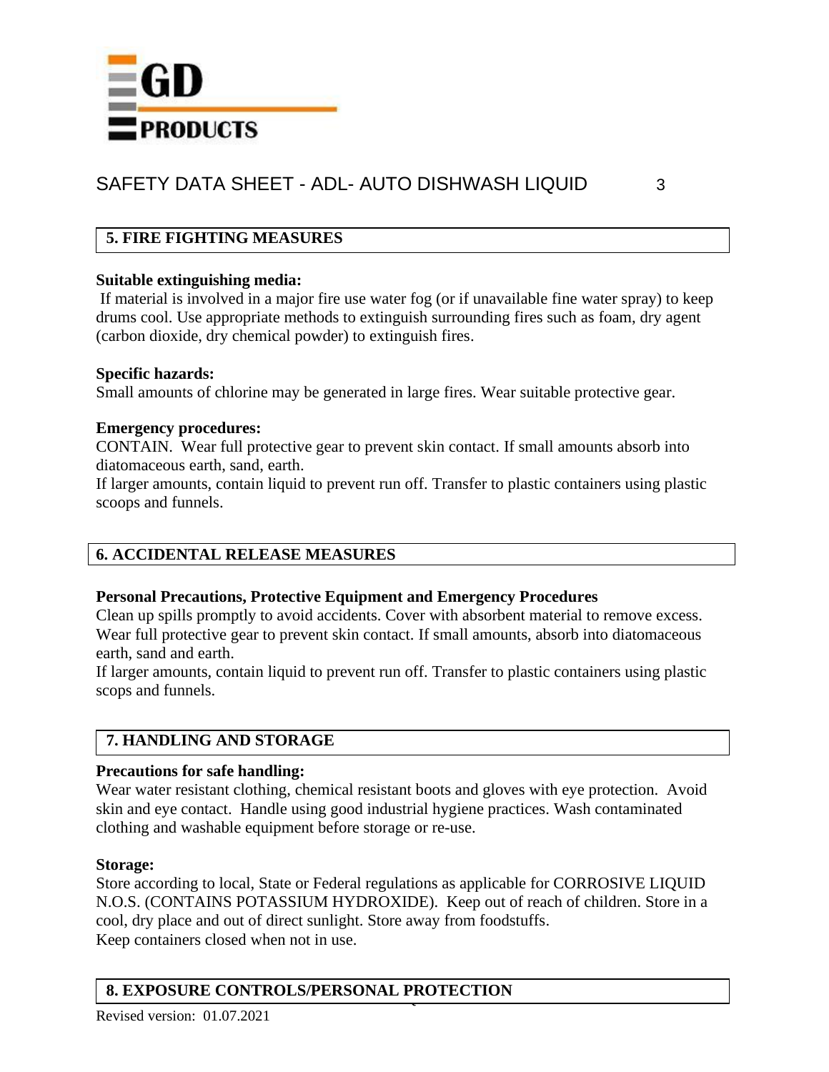## 5. FIRE FIGHTING MEASURES

**Suitable extinguishing media:**

If material is involved in a major fire use water fog (or if unavailable fine water spray) to keep drums cool. Use appropriate methods to extinguish surrounding fires such as foam, dry agent (carbon dioxide, dry chemical powder) to extinguish fires.

**Specific hazards:**

Small amounts of chlorine may be generated in large fires. Wear suitable protective gear.

**Emergency procedures:**

CONTAIN. Wear full protective gear to prevent skin contact. If small amounts absorb into diatomaceous earth, sand, earth.

If larger amounts, contain liquid to prevent run off. Transfer to plastic containers using plastic scoops and funnels.

## 6. ACCIDENTAL RELEASE MEASURES

**Personal Precautions, Protective Equipment and Emergency Procedures**

Clean up spills promptly to avoid accidents. Cover with absorbent material to remove excess. Wear full protective gear to prevent skin contact. If small amounts, absorb into diatomaceous earth, sand and earth.

If larger amounts, contain liquid to prevent run off. Transfer to plastic containers using plastic scops and funnels.

## 7. HANDLING AND STORAGE

**Precautions for safe handling:**

Wear water resistant clothing, chemical resistant boots and gloves with eye protection. Avoid skin and eye contact. Handle using good industrial hygiene practices. Wash contaminated clothing and washable equipment before storage or re-use.

**Storage:**

Store according to local, State or Federal regulations as applicable for CORROSIVE LIQUID N.O.S. (CONTAINS POTASSIUM HYDROXIDE). Keep out of reach of children. Store in a cool, dry place and out of direct sunlight. Store away from foodstuffs.

Keep containers closed when not in use.

## 8. EXPOSURE CONTROLS/PERSONAL PROTECTION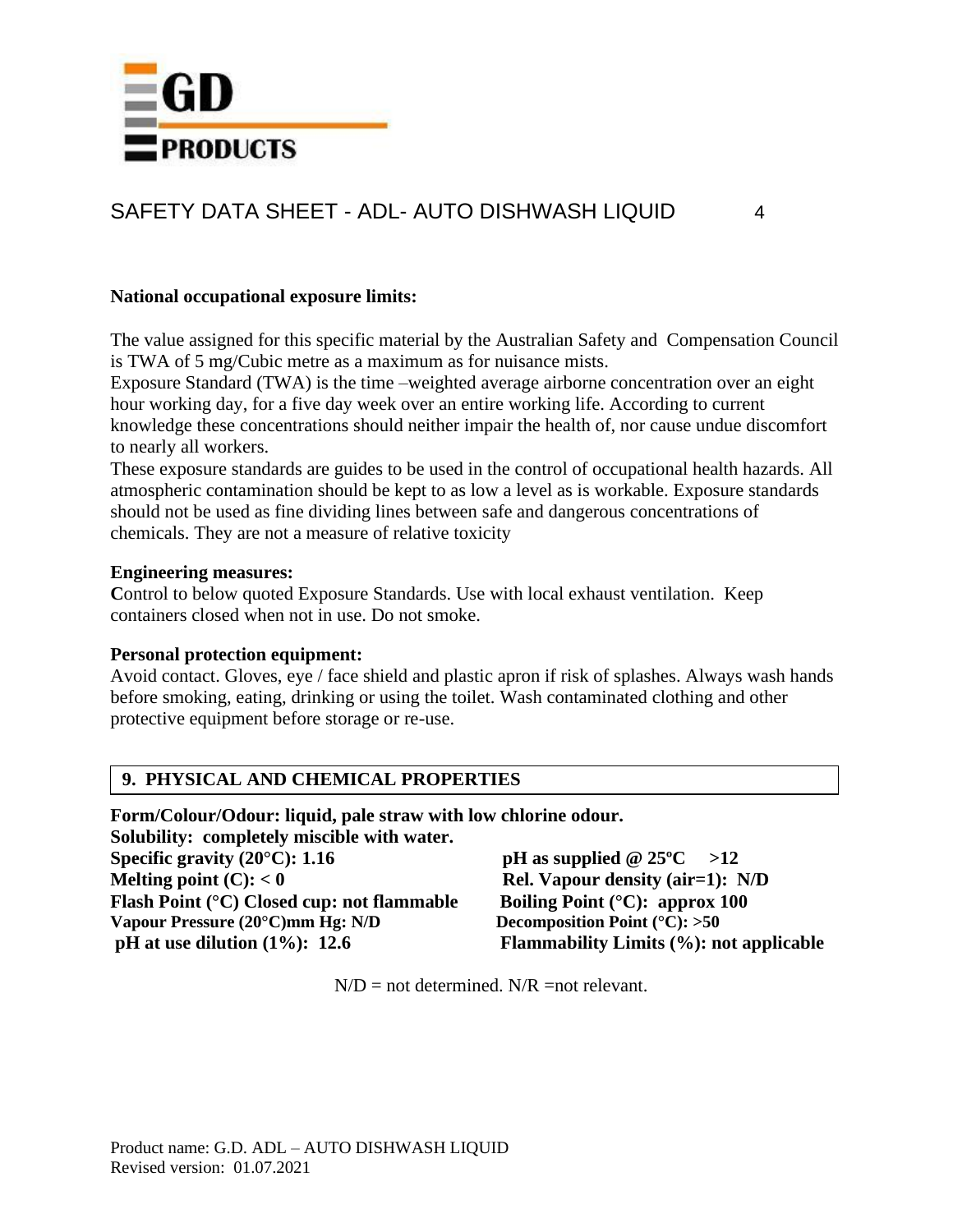**National occupational exposure limits:**

The value assigned for this specific material by the Australian Safety and Compensation Council is TWA of 5 mg/Cubic metre as a maximum as for nuisance mists.
Exposure Standard (TWA) is the time –weighted average airborne concentration over an eight hour working day, for a five day week over an entire working life. According to current knowledge these concentrations should neither impair the health of, nor cause undue discomfort to nearly all workers.
These exposure standards are guides to be used in the control of occupational health hazards. All atmospheric contamination should be kept to as low a level as is workable. Exposure standards should not be used as fine dividing lines between safe and dangerous concentrations of chemicals. They are not a measure of relative toxicity

**Engineering measures:**
**C**ontrol to below quoted Exposure Standards. Use with local exhaust ventilation. Keep containers closed when not in use. Do not smoke.

**Personal protection equipment:**
Avoid contact. Gloves, eye / face shield and plastic apron if risk of splashes. Always wash hands before smoking, eating, drinking or using the toilet. Wash contaminated clothing and other protective equipment before storage or re-use.

## 9. PHYSICAL AND CHEMICAL PROPERTIES

**Form/Colour/Odour: liquid, pale straw with low chlorine odour.**
**Solubility: completely miscible with water.**

| | |
|---|---|
| **Specific gravity (20°C): 1.16** | **pH as supplied @ 25ºC >12** |
| **Melting point (C): < 0** | **Rel. Vapour density (air=1): N/D** |
| **Flash Point (°C) Closed cup: not flammable** | **Boiling Point (°C): approx 100** |
| **Vapour Pressure (20°C)mm Hg: N/D** | **Decomposition Point (°C): >50** |
| **pH at use dilution (1%): 12.6** | **Flammability Limits (%): not applicable** |

N/D = not determined. N/R =not relevant.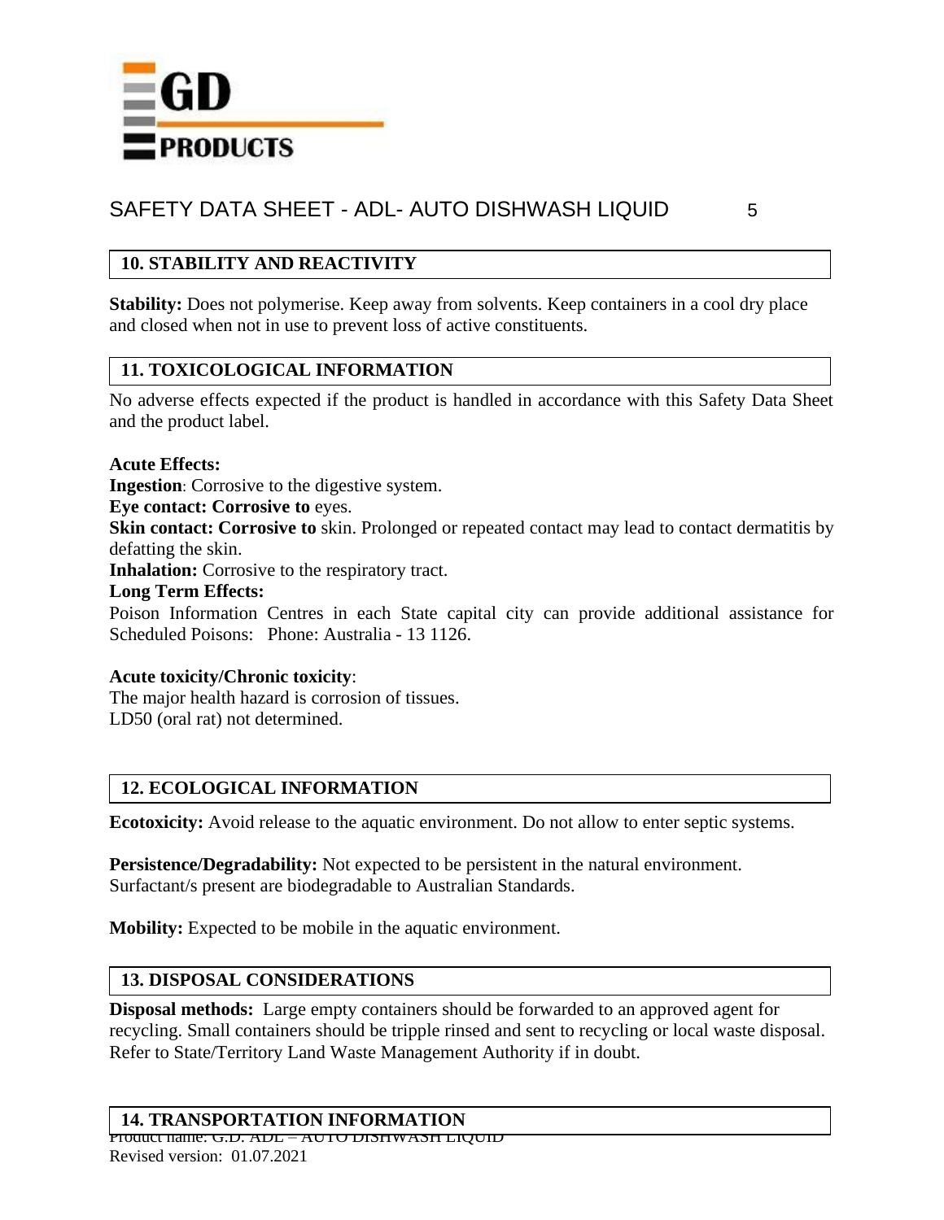## 10. STABILITY AND REACTIVITY

**Stability:** Does not polymerise. Keep away from solvents. Keep containers in a cool dry place and closed when not in use to prevent loss of active constituents.

## 11. TOXICOLOGICAL INFORMATION

No adverse effects expected if the product is handled in accordance with this Safety Data Sheet and the product label.

**Acute Effects:**
**Ingestion**: Corrosive to the digestive system.
**Eye contact: Corrosive to** eyes.
**Skin contact: Corrosive to** skin. Prolonged or repeated contact may lead to contact dermatitis by defatting the skin.
**Inhalation:** Corrosive to the respiratory tract.
**Long Term Effects:**
Poison Information Centres in each State capital city can provide additional assistance for Scheduled Poisons: Phone: Australia - 13 1126.

**Acute toxicity/Chronic toxicity**:
The major health hazard is corrosion of tissues.
LD50 (oral rat) not determined.

## 12. ECOLOGICAL INFORMATION

**Ecotoxicity:** Avoid release to the aquatic environment. Do not allow to enter septic systems.

**Persistence/Degradability:** Not expected to be persistent in the natural environment.
Surfactant/s present are biodegradable to Australian Standards.

**Mobility:** Expected to be mobile in the aquatic environment.

## 13. DISPOSAL CONSIDERATIONS

**Disposal methods:** Large empty containers should be forwarded to an approved agent for recycling. Small containers should be tripple rinsed and sent to recycling or local waste disposal. Refer to State/Territory Land Waste Management Authority if in doubt.

## 14. TRANSPORTATION INFORMATION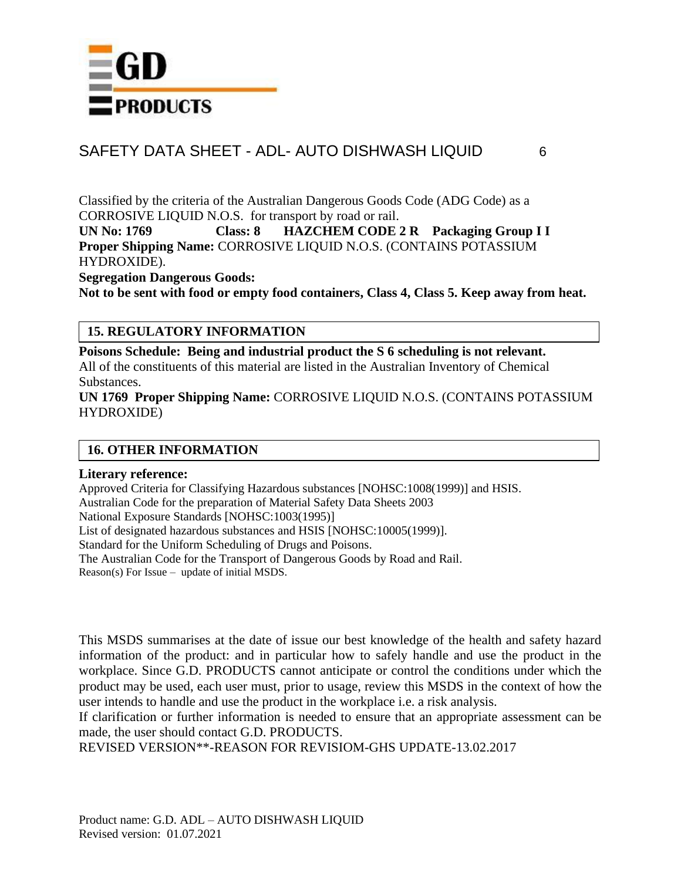Classified by the criteria of the Australian Dangerous Goods Code (ADG Code) as a CORROSIVE LIQUID N.O.S. for transport by road or rail.

**UN No: 1769 Class: 8 HAZCHEM CODE 2 R Packaging Group I I**

**Proper Shipping Name:** CORROSIVE LIQUID N.O.S. (CONTAINS POTASSIUM HYDROXIDE).

**Segregation Dangerous Goods:**

**Not to be sent with food or empty food containers, Class 4, Class 5. Keep away from heat.**

## 15. REGULATORY INFORMATION

**Poisons Schedule: Being and industrial product the S 6 scheduling is not relevant.**

All of the constituents of this material are listed in the Australian Inventory of Chemical Substances.

**UN 1769 Proper Shipping Name:** CORROSIVE LIQUID N.O.S. (CONTAINS POTASSIUM HYDROXIDE)

## 16. OTHER INFORMATION

**Literary reference:**

Approved Criteria for Classifying Hazardous substances [NOHSC:1008(1999)] and HSIS.
Australian Code for the preparation of Material Safety Data Sheets 2003
National Exposure Standards [NOHSC:1003(1995)]
List of designated hazardous substances and HSIS [NOHSC:10005(1999)].
Standard for the Uniform Scheduling of Drugs and Poisons.
The Australian Code for the Transport of Dangerous Goods by Road and Rail.
Reason(s) For Issue – update of initial MSDS.

This MSDS summarises at the date of issue our best knowledge of the health and safety hazard information of the product: and in particular how to safely handle and use the product in the workplace. Since G.D. PRODUCTS cannot anticipate or control the conditions under which the product may be used, each user must, prior to usage, review this MSDS in the context of how the user intends to handle and use the product in the workplace i.e. a risk analysis.

If clarification or further information is needed to ensure that an appropriate assessment can be made, the user should contact G.D. PRODUCTS.

REVISED VERSION**-REASON FOR REVISIOM-GHS UPDATE-13.02.2017

Product name: G.D. ADL – AUTO DISHWASH LIQUID
Revised version: 01.07.2021